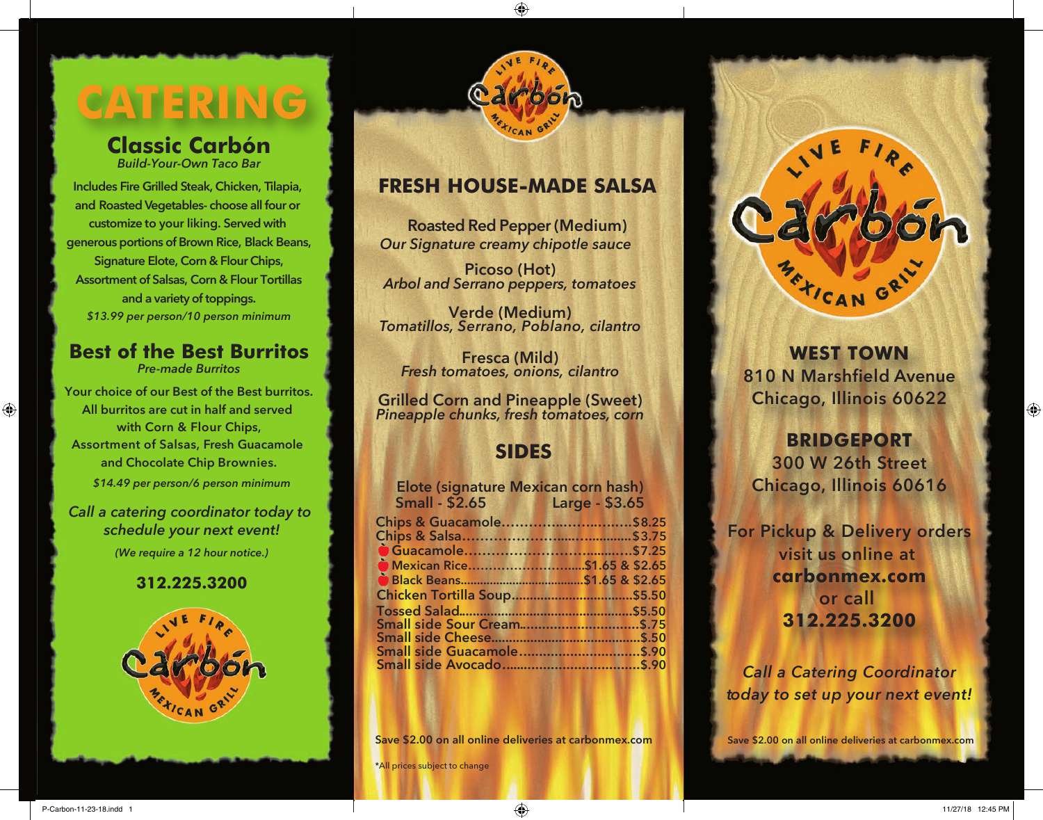# CATERING

## Classic Carbón

*Build-Your-Own Taco Bar*

Includes Fire Grilled Steak, Chicken, Tilapia, and Roasted Vegetables- choose all four or customize to your liking. Served with generous portions of Brown Rice, Black Beans, Signature Elote, Corn & Flour Chips, Assortment of Salsas, Corn & Flour Tortillas and a variety of toppings.

*$13.99 per person/10 person minimum*

## Best of the Best Burritos

*Pre-made Burritos*

Your choice of our Best of the Best burritos. All burritos are cut in half and served with Corn & Flour Chips, Assortment of Salsas, Fresh Guacamole and Chocolate Chip Brownies.

*$14.49 per person/6 person minimum*

*Call a catering coordinator today to schedule your next event!*

*(We require a 12 hour notice.)*

**312.225.3200**

LIVE FIRE Carbón MEXICAN GRILL

## FRESH HOUSE-MADE SALSA

Roasted Red Pepper (Medium)
*Our Signature creamy chipotle sauce*

Picoso (Hot)
*Arbol and Serrano peppers, tomatoes*

Verde (Medium)
*Tomatillos, Serrano, Poblano, cilantro*

Fresca (Mild)
*Fresh tomatoes, onions, cilantro*

Grilled Corn and Pineapple (Sweet)
*Pineapple chunks, fresh tomatoes, corn*

## SIDES

Elote (signature Mexican corn hash)
Small - $2.65 Large - $3.65

- Chips & Guacamole....$8.25
- Chips & Salsa....$3.75
- Guacamole....$7.25
- Mexican Rice....$1.65 & $2.65
- Black Beans....$1.65 & $2.65
- Chicken Tortilla Soup....$5.50
- Tossed Salad....$5.50
- Small side Sour Cream....$.75
- Small side Cheese....$.50
- Small side Guacamole....$.90
- Small side Avocado....$.90

Save $2.00 on all online deliveries at carbonmex.com

*All prices subject to change

LIVE FIRE Carbón MEXICAN GRILL

**WEST TOWN**
810 N Marshfield Avenue
Chicago, Illinois 60622

**BRIDGEPORT**
300 W 26th Street
Chicago, Illinois 60616

For Pickup & Delivery orders visit us online at **carbonmex.com** or call **312.225.3200**

*Call a Catering Coordinator today to set up your next event!*

Save $2.00 on all online deliveries at carbonmex.com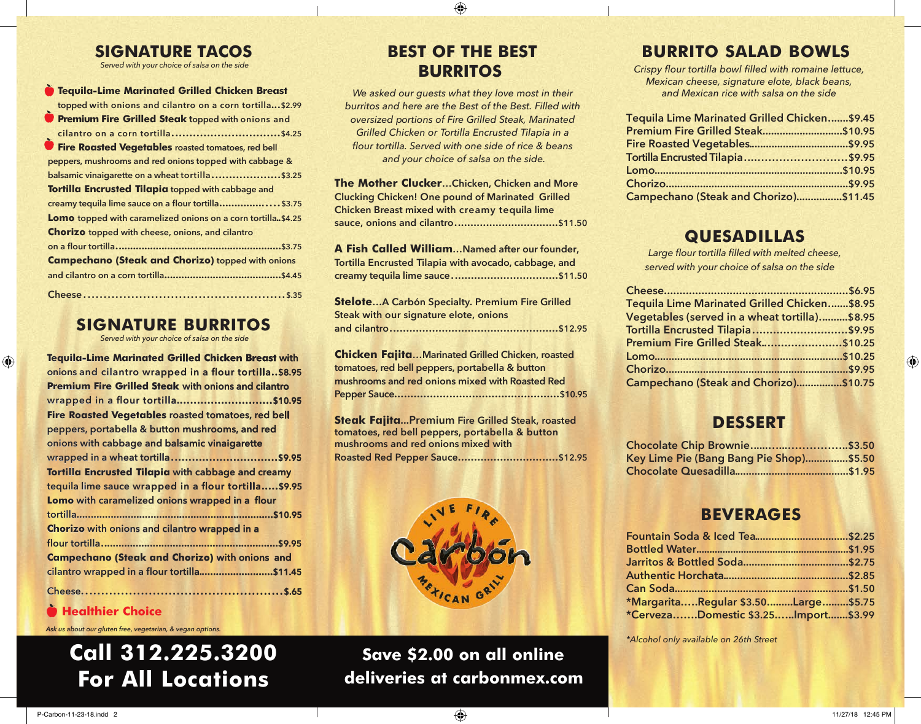## SIGNATURE TACOS

*Served with your choice of salsa on the side*

- **Tequila-Lime Marinated Grilled Chicken Breast** topped with onions and cilantro on a corn tortilla...$2.99
- **Premium Fire Grilled Steak** topped with onions and cilantro on a corn tortilla...............................$4.25
- **Fire Roasted Vegetables** roasted tomatoes, red bell peppers, mushrooms and red onions topped with cabbage & balsamic vinaigarette on a wheat tortilla....................$3.25

**Tortilla Encrusted Tilapia** topped with cabbage and creamy tequila lime sauce on a flour tortilla...................$3.75

**Lomo** topped with caramelized onions on a corn tortilla..$4.25

**Chorizo** topped with cheese, onions, and cilantro on a flour tortilla..........................................................$3.75

**Campechano (Steak and Chorizo)** topped with onions and cilantro on a corn tortilla.........................................$4.45

Cheese..................................................$.35

## SIGNATURE BURRITOS

*Served with your choice of salsa on the side*

**Tequila-Lime Marinated Grilled Chicken Breast** with onions and cilantro wrapped in a flour tortilla..$8.95

**Premium Fire Grilled Steak** with onions and cilantro wrapped in a flour tortilla............................$10.95

**Fire Roasted Vegetables** roasted tomatoes, red bell peppers, portabella & button mushrooms, and red onions with cabbage and balsamic vinaigarette wrapped in a wheat tortilla...............................$9.95

**Tortilla Encrusted Tilapia** with cabbage and creamy tequila lime sauce wrapped in a flour tortilla.....$9.95

**Lomo** with caramelized onions wrapped in a flour tortilla.....................................................................$10.95

**Chorizo** with onions and cilantro wrapped in a flour tortilla.............................................................$9.95

**Campechano (Steak and Chorizo)** with onions and cilantro wrapped in a flour tortilla..........................$11.45

Cheese..................................................$.65

🍎 **Healthier Choice**

*Ask us about our gluten free, vegetarian, & vegan options.*

**Call 312.225.3200 For All Locations**

## BEST OF THE BEST BURRITOS

*We asked our guests what they love most in their burritos and here are the Best of the Best. Filled with oversized portions of Fire Grilled Steak, Marinated Grilled Chicken or Tortilla Encrusted Tilapia in a flour tortilla. Served with one side of rice & beans and your choice of salsa on the side.*

**The Mother Clucker**...Chicken, Chicken and More Clucking Chicken! One pound of Marinated Grilled Chicken Breast mixed with creamy tequila lime sauce, onions and cilantro................................$11.50

**A Fish Called William**...Named after our founder, Tortilla Encrusted Tilapia with avocado, cabbage, and creamy tequila lime sauce................................$11.50

**Stelote**...A Carbón Specialty. Premium Fire Grilled Steak with our signature elote, onions and cilantro...................................................$12.95

**Chicken Fajita**...Marinated Grilled Chicken, roasted tomatoes, red bell peppers, portabella & button mushrooms and red onions mixed with Roasted Red Pepper Sauce..................................................$10.95

**Steak Fajita**...Premium Fire Grilled Steak, roasted tomatoes, red bell peppers, portabella & button mushrooms and red onions mixed with Roasted Red Pepper Sauce..............................$12.95

LIVE FIRE Carbón MEXICAN GRILL

**Save $2.00 on all online deliveries at carbonmex.com**

## BURRITO SALAD BOWLS

*Crispy flour tortilla bowl filled with romaine lettuce, Mexican cheese, signature elote, black beans, and Mexican rice with salsa on the side*

Tequila Lime Marinated Grilled Chicken.......$9.45
Premium Fire Grilled Steak............................$10.95
Fire Roasted Vegetables..................................$9.95
Tortilla Encrusted Tilapia..............................$9.95
Lomo.................................................................$10.95
Chorizo...............................................................$9.95
Campechano (Steak and Chorizo)................$11.45

## QUESADILLAS

*Large flour tortilla filled with melted cheese, served with your choice of salsa on the side*

Cheese..........................................................$6.95
Tequila Lime Marinated Grilled Chicken.......$8.95
Vegetables (served in a wheat tortilla)..........$8.95
Tortilla Encrusted Tilapia..............................$9.95
Premium Fire Grilled Steak........................$10.25
Lomo.................................................................$10.25
Chorizo...............................................................$9.95
Campechano (Steak and Chorizo)................$10.75

## DESSERT

Chocolate Chip Brownie...............................$3.50
Key Lime Pie (Bang Bang Pie Shop)...............$5.50
Chocolate Quesadilla.......................................$1.95

## BEVERAGES

Fountain Soda & Iced Tea................................$2.25
Bottled Water.......................................................$1.95
Jarritos & Bottled Soda....................................$2.75
Authentic Horchata..........................................$2.85
Can Soda.............................................................$1.50
*Margarita.....Regular $3.50.........Large.........$5.75
*Cerveza.......Domestic $3.25......Import.......$3.99

*Alcohol only available on 26th Street*